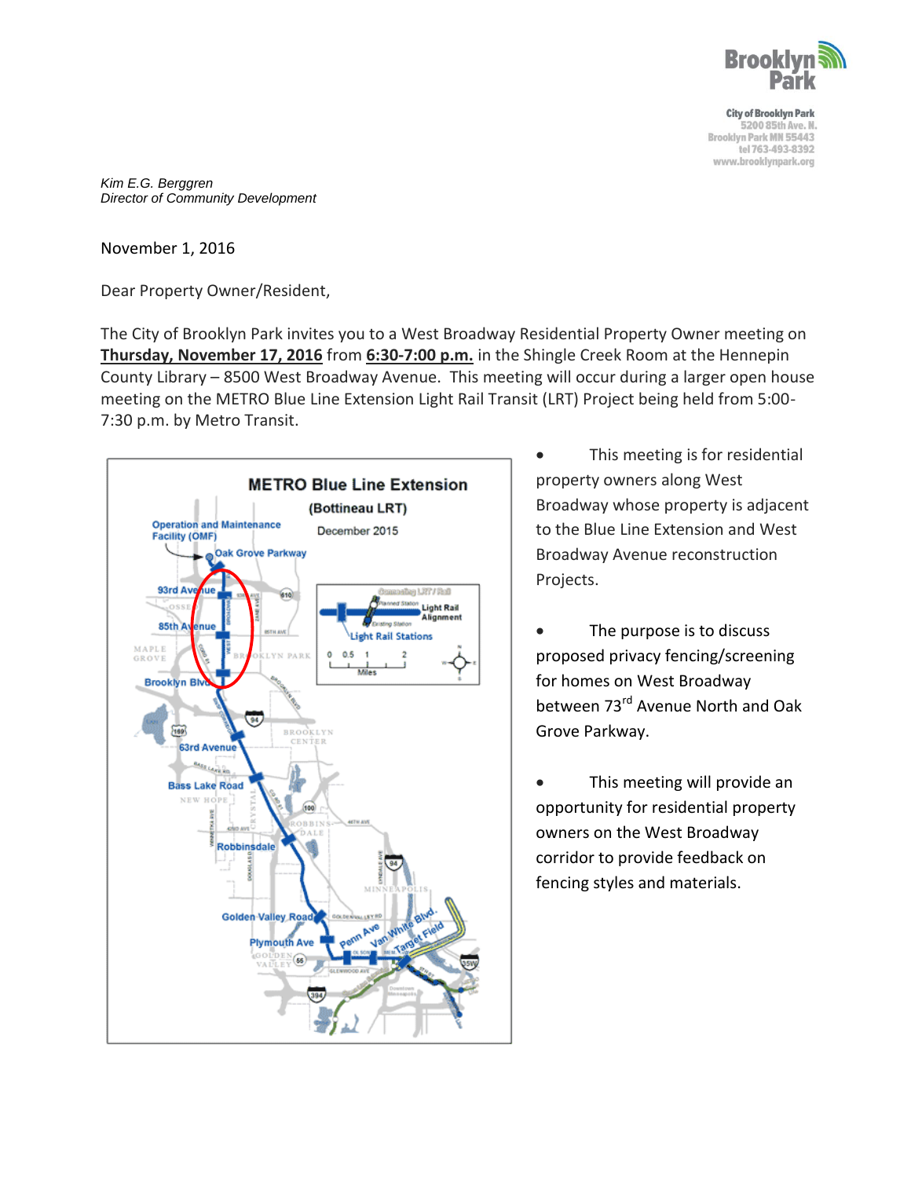Brooklyn Park

City of Brooklyn Park
5200 85th Ave. N.
Brooklyn Park MN 55443
tel 763-493-8392
www.brooklynpark.org

*Kim E.G. Berggren*
*Director of Community Development*

November 1, 2016

Dear Property Owner/Resident,

The City of Brooklyn Park invites you to a West Broadway Residential Property Owner meeting on **Thursday, November 17, 2016** from **6:30-7:00 p.m.** in the Shingle Creek Room at the Hennepin County Library – 8500 West Broadway Avenue. This meeting will occur during a larger open house meeting on the METRO Blue Line Extension Light Rail Transit (LRT) Project being held from 5:00-7:30 p.m. by Metro Transit.

- This meeting is for residential property owners along West Broadway whose property is adjacent to the Blue Line Extension and West Broadway Avenue reconstruction Projects.
- The purpose is to discuss proposed privacy fencing/screening for homes on West Broadway between 73rd Avenue North and Oak Grove Parkway.
- This meeting will provide an opportunity for residential property owners on the West Broadway corridor to provide feedback on fencing styles and materials.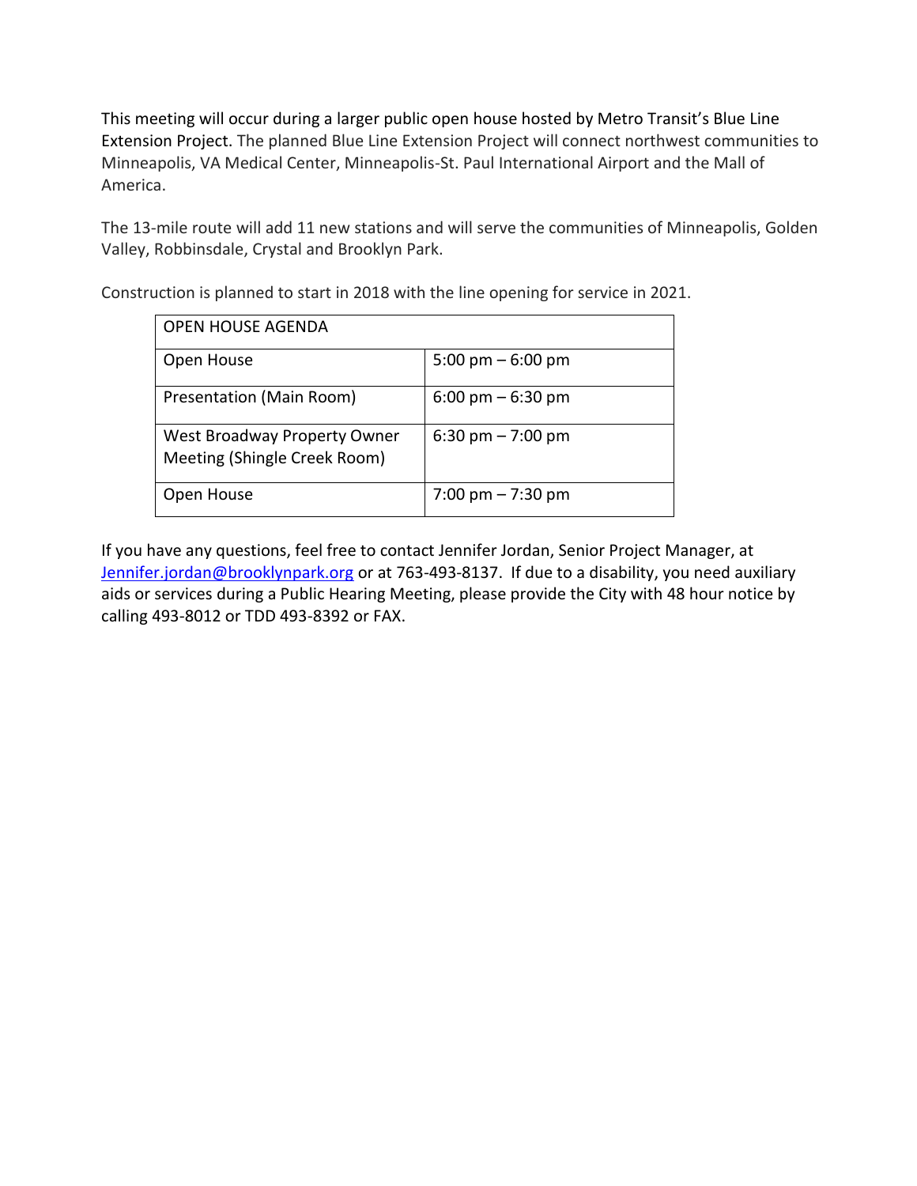This meeting will occur during a larger public open house hosted by Metro Transit's Blue Line Extension Project. The planned Blue Line Extension Project will connect northwest communities to Minneapolis, VA Medical Center, Minneapolis-St. Paul International Airport and the Mall of America.

The 13-mile route will add 11 new stations and will serve the communities of Minneapolis, Golden Valley, Robbinsdale, Crystal and Brooklyn Park.

Construction is planned to start in 2018 with the line opening for service in 2021.

| OPEN HOUSE AGENDA | |
|---|---|
| Open House | 5:00 pm – 6:00 pm |
| Presentation (Main Room) | 6:00 pm – 6:30 pm |
| West Broadway Property Owner Meeting (Shingle Creek Room) | 6:30 pm – 7:00 pm |
| Open House | 7:00 pm – 7:30 pm |

If you have any questions, feel free to contact Jennifer Jordan, Senior Project Manager, at Jennifer.jordan@brooklynpark.org or at 763-493-8137. If due to a disability, you need auxiliary aids or services during a Public Hearing Meeting, please provide the City with 48 hour notice by calling 493-8012 or TDD 493-8392 or FAX.